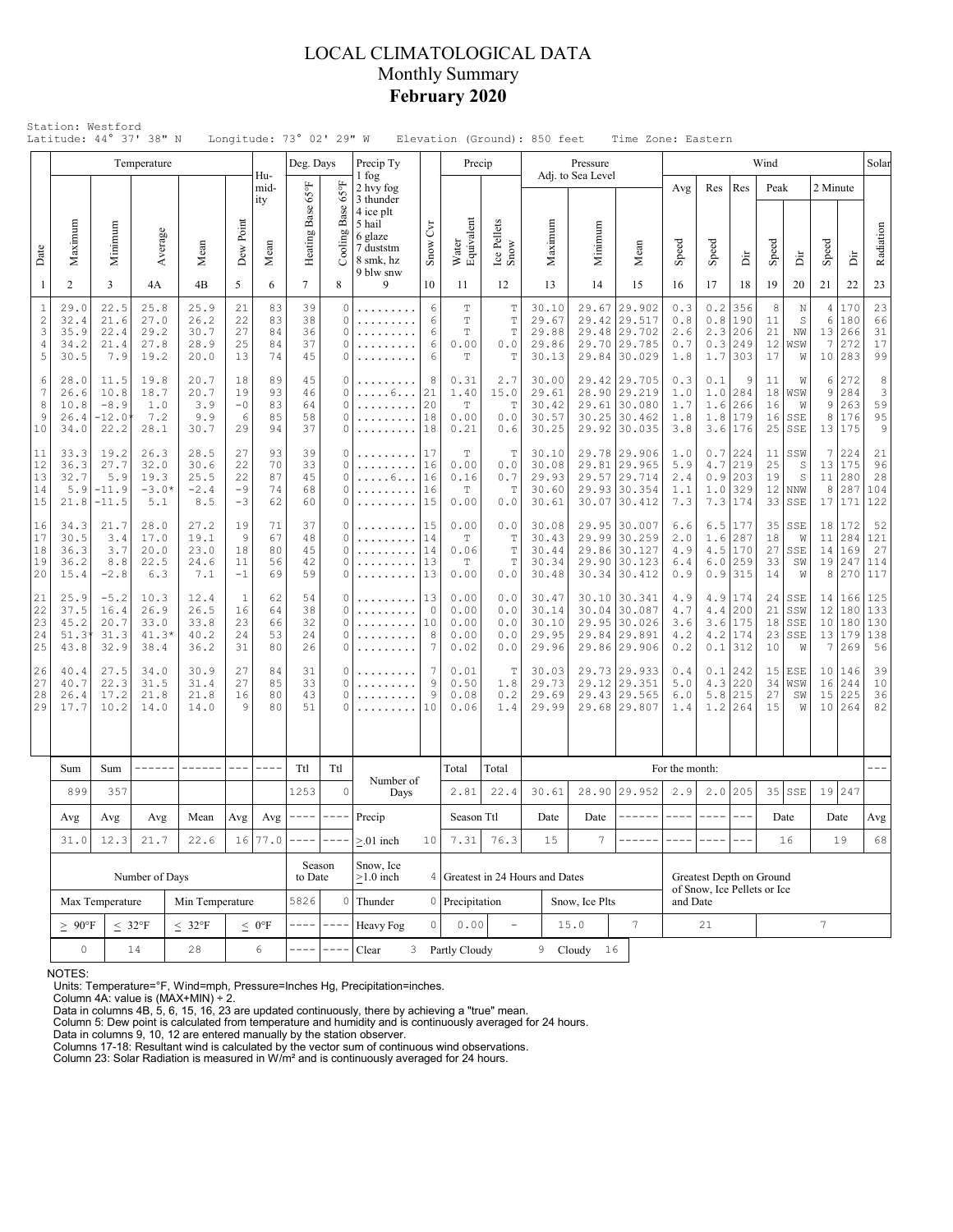# LOCAL CLIMATOLOGICAL DATA
## Monthly Summary
### February 2020

Station: Westford
Latitude: 44° 37' 38" N Longitude: 73° 02' 29" W Elevation (Ground): 850 feet Time Zone: Eastern

| Date | Temperature Maximum | Temperature Minimum | Temperature Average | Temperature Mean | Dew Point | Humidity Mean | Deg. Days Heating Base 65°F | Deg. Days Cooling Base 65°F | Precip Ty | Snow Cvr | Precip Water Equivalent | Precip Ice Pellets Snow | Pressure Maximum | Pressure Minimum | Pressure Mean | Wind Avg Speed | Wind Res Speed | Wind Res Dir | Wind Peak Speed | Wind Peak Dir | Wind 2 Minute Speed | Wind 2 Minute Dir | Solar Radiation |
|---|---|---|---|---|---|---|---|---|---|---|---|---|---|---|---|---|---|---|---|---|---|---|---|
| 1 | 2 | 3 | 4A | 4B | 5 | 6 | 7 | 8 | 9 | 10 | 11 | 12 | 13 | 14 | 15 | 16 | 17 | 18 | 19 | 20 | 21 | 22 | 23 |
| 1 | 29.0 | 22.5 | 25.8 | 25.9 | 21 | 83 | 39 | 0 | ......... | 6 | T | T | 30.10 | 29.67 | 29.902 | 0.3 | 0.2 | 356 | 8 | N | 4 | 170 | 23 |
| 2 | 32.4 | 21.6 | 27.0 | 26.2 | 22 | 83 | 38 | 0 | ......... | 6 | T | T | 29.67 | 29.42 | 29.517 | 0.8 | 0.8 | 190 | 11 | S | 6 | 180 | 66 |
| 3 | 35.9 | 22.4 | 29.2 | 30.7 | 27 | 84 | 36 | 0 | ......... | 6 | T | T | 29.88 | 29.48 | 29.702 | 2.6 | 2.3 | 206 | 21 | NW | 13 | 266 | 31 |
| 4 | 34.2 | 21.4 | 27.8 | 28.9 | 25 | 84 | 37 | 0 | ......... | 6 | 0.00 | 0.0 | 29.86 | 29.70 | 29.785 | 0.7 | 0.3 | 249 | 12 | WSW | 7 | 272 | 17 |
| 5 | 30.5 | 7.9 | 19.2 | 20.0 | 13 | 74 | 45 | 0 | ......... | 6 | T | T | 30.13 | 29.84 | 30.029 | 1.8 | 1.7 | 303 | 17 | W | 10 | 283 | 99 |
| 6 | 28.0 | 11.5 | 19.8 | 20.7 | 18 | 89 | 45 | 0 | ......... | 8 | 0.31 | 2.7 | 30.00 | 29.42 | 29.705 | 0.3 | 0.1 | 9 | 11 | W | 6 | 272 | 8 |
| 7 | 26.6 | 10.8 | 18.7 | 20.7 | 19 | 93 | 46 | 0 | .....6... | 21 | 1.40 | 15.0 | 29.61 | 28.90 | 29.219 | 1.0 | 1.0 | 284 | 18 | WSW | 9 | 284 | 3 |
| 8 | 10.8 | -8.9 | 1.0 | 3.9 | -0 | 83 | 64 | 0 | ......... | 20 | T | T | 30.42 | 29.61 | 30.080 | 1.7 | 1.6 | 266 | 16 | W | 9 | 263 | 59 |
| 9 | 26.4 | -12.0* | 7.2 | 9.9 | 6 | 85 | 58 | 0 | ......... | 18 | 0.00 | 0.0 | 30.57 | 30.25 | 30.462 | 1.8 | 1.8 | 179 | 16 | SSE | 8 | 176 | 95 |
| 10 | 34.0 | 22.2 | 28.1 | 30.7 | 29 | 94 | 37 | 0 | ......... | 18 | 0.21 | 0.6 | 30.25 | 29.92 | 30.035 | 3.8 | 3.6 | 176 | 25 | SSE | 13 | 175 | 9 |
| 11 | 33.3 | 19.2 | 26.3 | 28.5 | 27 | 93 | 39 | 0 | ......... | 17 | T | T | 30.10 | 29.78 | 29.906 | 1.0 | 0.7 | 224 | 11 | SSW | 7 | 224 | 21 |
| 12 | 36.3 | 27.7 | 32.0 | 30.6 | 22 | 70 | 33 | 0 | ......... | 16 | 0.00 | 0.0 | 30.08 | 29.81 | 29.965 | 5.9 | 4.7 | 219 | 25 | S | 13 | 175 | 96 |
| 13 | 32.7 | 5.9 | 19.3 | 25.5 | 22 | 87 | 45 | 0 | .....6... | 16 | 0.16 | 0.7 | 29.93 | 29.57 | 29.714 | 2.4 | 0.9 | 203 | 19 | S | 11 | 280 | 28 |
| 14 | 5.9 | -11.9 | -3.0* | -2.4 | -9 | 74 | 68 | 0 | ......... | 16 | T | T | 30.60 | 29.93 | 30.354 | 1.1 | 1.0 | 329 | 12 | NNW | 8 | 287 | 104 |
| 15 | 21.8 | -11.5 | 5.1 | 8.5 | -3 | 62 | 60 | 0 | ......... | 15 | 0.00 | 0.0 | 30.61 | 30.07 | 30.412 | 7.3 | 7.3 | 174 | 33 | SSE | 17 | 171 | 122 |
| 16 | 34.3 | 21.7 | 28.0 | 27.2 | 19 | 71 | 37 | 0 | ......... | 15 | 0.00 | 0.0 | 30.08 | 29.95 | 30.007 | 6.6 | 6.5 | 177 | 35 | SSE | 18 | 172 | 52 |
| 17 | 30.5 | 3.4 | 17.0 | 19.1 | 9 | 67 | 48 | 0 | ......... | 14 | T | T | 30.43 | 29.99 | 30.259 | 2.0 | 1.6 | 287 | 18 | W | 11 | 284 | 121 |
| 18 | 36.3 | 3.7 | 20.0 | 23.0 | 18 | 80 | 45 | 0 | ......... | 14 | 0.06 | T | 30.44 | 29.86 | 30.127 | 4.9 | 4.5 | 170 | 27 | SSE | 14 | 169 | 27 |
| 19 | 36.2 | 8.8 | 22.5 | 24.6 | 11 | 56 | 42 | 0 | ......... | 13 | T | T | 30.34 | 29.90 | 30.123 | 6.4 | 6.0 | 259 | 33 | SW | 19 | 247 | 114 |
| 20 | 15.4 | -2.8 | 6.3 | 7.1 | -1 | 69 | 59 | 0 | ......... | 13 | 0.00 | 0.0 | 30.48 | 30.34 | 30.412 | 0.9 | 0.9 | 315 | 14 | W | 8 | 270 | 117 |
| 21 | 25.9 | -5.2 | 10.3 | 12.4 | 1 | 62 | 54 | 0 | ......... | 13 | 0.00 | 0.0 | 30.47 | 30.10 | 30.341 | 4.9 | 4.9 | 174 | 24 | SSE | 14 | 166 | 125 |
| 22 | 37.5 | 16.4 | 26.9 | 26.5 | 16 | 64 | 38 | 0 | ......... | 0 | 0.00 | 0.0 | 30.14 | 30.04 | 30.087 | 4.7 | 4.4 | 200 | 21 | SSW | 12 | 180 | 133 |
| 23 | 45.2 | 20.7 | 33.0 | 33.8 | 23 | 66 | 32 | 0 | ......... | 10 | 0.00 | 0.0 | 30.10 | 29.95 | 30.026 | 3.6 | 3.6 | 175 | 18 | SSE | 10 | 180 | 130 |
| 24 | 51.3* | 31.3 | 41.3* | 40.2 | 24 | 53 | 24 | 0 | ......... | 8 | 0.00 | 0.0 | 29.95 | 29.84 | 29.891 | 4.2 | 4.2 | 174 | 23 | SSE | 13 | 179 | 138 |
| 25 | 43.8 | 32.9 | 38.4 | 36.2 | 31 | 80 | 26 | 0 | ......... | 7 | 0.02 | 0.0 | 29.96 | 29.86 | 29.906 | 0.2 | 0.1 | 312 | 10 | W | 7 | 269 | 56 |
| 26 | 40.4 | 27.5 | 34.0 | 30.9 | 27 | 84 | 31 | 0 | ......... | 7 | 0.01 | T | 30.03 | 29.73 | 29.933 | 0.4 | 0.1 | 242 | 15 | ESE | 10 | 146 | 39 |
| 27 | 40.7 | 22.3 | 31.5 | 31.4 | 27 | 85 | 33 | 0 | ......... | 9 | 0.50 | 1.8 | 29.73 | 29.12 | 29.351 | 5.0 | 4.3 | 220 | 34 | WSW | 16 | 244 | 10 |
| 28 | 26.4 | 17.2 | 21.8 | 21.8 | 16 | 80 | 43 | 0 | ......... | 9 | 0.08 | 0.2 | 29.69 | 29.43 | 29.565 | 6.0 | 5.8 | 215 | 27 | SW | 15 | 225 | 36 |
| 29 | 17.7 | 10.2 | 14.0 | 14.0 | 9 | 80 | 51 | 0 | ......... | 10 | 0.06 | 1.4 | 29.99 | 29.68 | 29.807 | 1.4 | 1.2 | 264 | 15 | W | 10 | 264 | 82 |
| | Sum | Sum | ------ | ------ | --- | ---- | Ttl | Ttl | Number of Days | | Total | Total | For the month: | | | | | | | | | | --- |
| | 899 | 357 | | | | | 1253 | 0 | | | 2.81 | 22.4 | 30.61 | 28.90 | 29.952 | 2.9 | 2.0 | 205 | 35 | SSE | 19 | 247 | |
| | Avg | Avg | Avg | Mean | Avg | Avg | ---- | ---- | Precip | | Season Ttl | | Date | Date | ------ | ---- | ---- | --- | Date | | Date | | Avg |
| | 31.0 | 12.3 | 21.7 | 22.6 | 16 | 77.0 | ---- | ---- | ≥.01 inch | 10 | 7.31 | 76.3 | 15 | 7 | ------ | ---- | ---- | --- | 16 | | 19 | | 68 |

| Number of Days | | | | Season to Date | | | | Greatest in 24 Hours and Dates | | | | Greatest Depth on Ground of Snow, Ice Pellets or Ice and Date | |
|---|---|---|---|---|---|---|---|---|---|---|---|---|---|
| Max Temperature | | Min Temperature | | 5826 | 0 | Snow, Ice ≥1.0 inch | 4 | Precipitation | | Snow, Ice Plts | | | |
| ≥ 90°F | ≤ 32°F | ≤ 32°F | ≤ 0°F | ---- | ---- | Thunder | 0 | 0.00 | - | 15.0 | 7 | 21 | 7 |
| 0 | 14 | 28 | 6 | ---- | ---- | Heavy Fog | 0 | | | | | | |
| | | | | | | Clear 3 | | Partly Cloudy 9 | | Cloudy 16 | | | |

NOTES:
Units: Temperature=°F, Wind=mph, Pressure=Inches Hg, Precipitation=inches.
Column 4A: value is (MAX+MIN) ÷ 2.
Data in columns 4B, 5, 6, 15, 16, 23 are updated continuously, there by achieving a "true" mean.
Column 5: Dew point is calculated from temperature and humidity and is continuously averaged for 24 hours.
Data in columns 9, 10, 12 are entered manually by the station observer.
Columns 17-18: Resultant wind is calculated by the vector sum of continuous wind observations.
Column 23: Solar Radiation is measured in W/m² and is continuously averaged for 24 hours.

Precip Ty legend: 1 fog, 2 hvy fog, 3 thunder, 4 ice plt, 5 hail, 6 glaze, 7 duststm, 8 smk, hz, 9 blw snw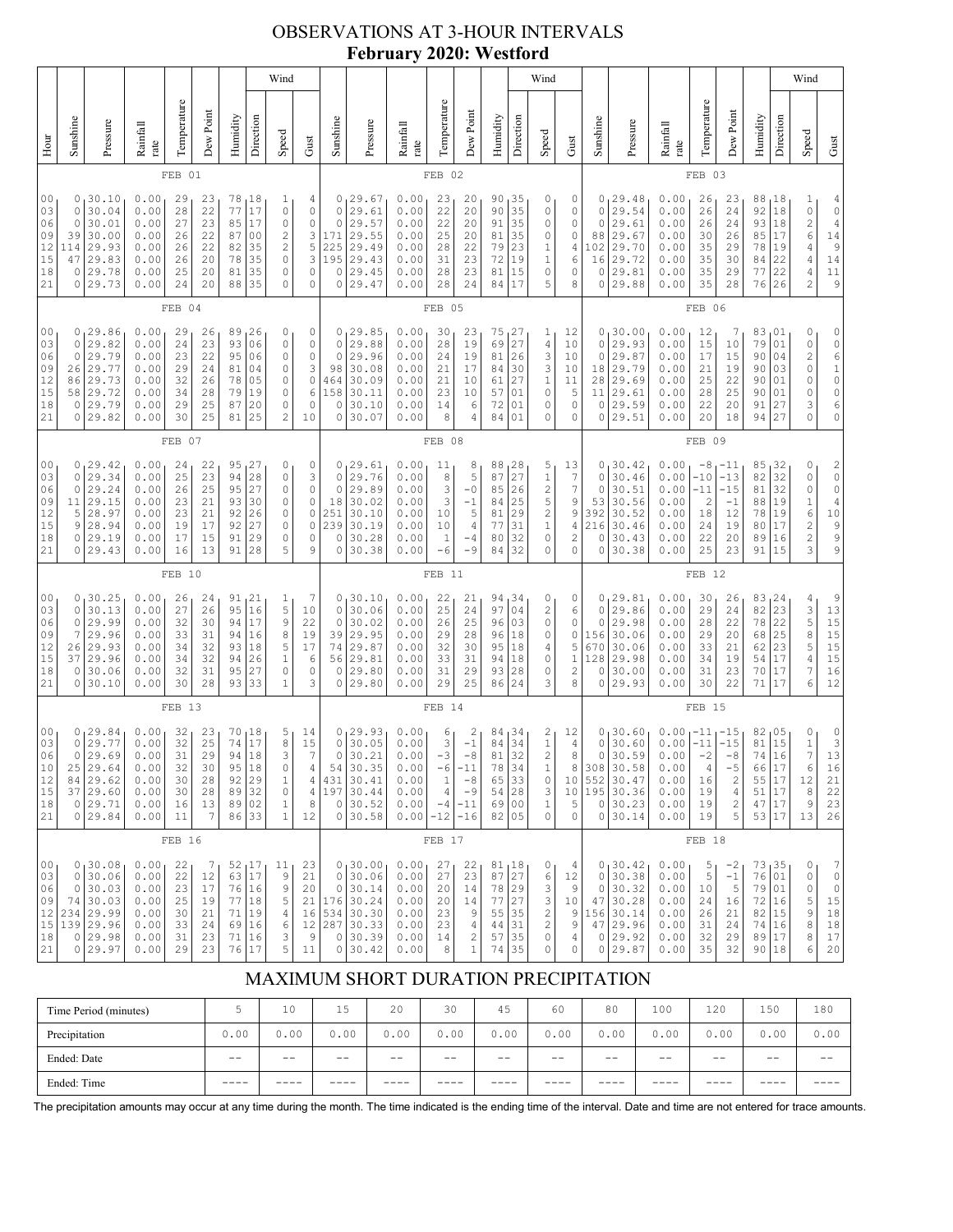# OBSERVATIONS AT 3-HOUR INTERVALS
## February 2020: Westford

| Hour | Sunshine | Pressure | Rainfall rate | Temperature | Dew Point | Humidity | Wind Direction | Wind Speed | Wind Gust | Sunshine | Pressure | Rainfall rate | Temperature | Dew Point | Humidity | Wind Direction | Wind Speed | Wind Gust | Sunshine | Pressure | Rainfall rate | Temperature | Dew Point | Humidity | Wind Direction | Wind Speed | Wind Gust |
|---|---|---|---|---|---|---|---|---|---|---|---|---|---|---|---|---|---|---|---|---|---|---|---|---|---|---|---|
| | FEB 01 | | | | | | | | | FEB 02 | | | | | | | | | FEB 03 | | | | | | | | |
| 00 | 0 | 30.10 | 0.00 | 29 | 23 | 78 | 18 | 1 | 4 | 0 | 29.67 | 0.00 | 23 | 20 | 90 | 35 | 0 | 0 | 0 | 29.48 | 0.00 | 26 | 23 | 88 | 18 | 1 | 4 |
| 03 | 0 | 30.04 | 0.00 | 28 | 22 | 77 | 17 | 0 | 0 | 0 | 29.61 | 0.00 | 22 | 20 | 90 | 35 | 0 | 0 | 0 | 29.54 | 0.00 | 26 | 24 | 92 | 18 | 0 | 0 |
| 06 | 0 | 30.01 | 0.00 | 27 | 23 | 85 | 17 | 0 | 0 | 0 | 29.57 | 0.00 | 22 | 20 | 91 | 35 | 0 | 0 | 0 | 29.61 | 0.00 | 26 | 24 | 93 | 18 | 2 | 4 |
| 09 | 39 | 30.00 | 0.00 | 26 | 22 | 87 | 00 | 2 | 3 | 171 | 29.55 | 0.00 | 25 | 20 | 81 | 35 | 0 | 0 | 88 | 29.67 | 0.00 | 30 | 26 | 85 | 17 | 6 | 14 |
| 12 | 114 | 29.93 | 0.00 | 26 | 22 | 82 | 35 | 2 | 5 | 225 | 29.49 | 0.00 | 28 | 22 | 79 | 23 | 1 | 4 | 102 | 29.70 | 0.00 | 35 | 29 | 78 | 19 | 4 | 9 |
| 15 | 47 | 29.83 | 0.00 | 26 | 20 | 78 | 35 | 0 | 3 | 195 | 29.43 | 0.00 | 31 | 23 | 72 | 19 | 1 | 6 | 16 | 29.72 | 0.00 | 35 | 30 | 84 | 22 | 4 | 14 |
| 18 | 0 | 29.78 | 0.00 | 25 | 20 | 81 | 35 | 0 | 0 | 0 | 29.45 | 0.00 | 28 | 23 | 81 | 15 | 0 | 0 | 0 | 29.81 | 0.00 | 35 | 29 | 77 | 22 | 4 | 11 |
| 21 | 0 | 29.73 | 0.00 | 24 | 20 | 88 | 35 | 0 | 0 | 0 | 29.47 | 0.00 | 28 | 24 | 84 | 17 | 5 | 8 | 0 | 29.88 | 0.00 | 35 | 28 | 76 | 26 | 2 | 9 |
| | FEB 04 | | | | | | | | | FEB 05 | | | | | | | | | FEB 06 | | | | | | | | |
| 00 | 0 | 29.86 | 0.00 | 29 | 26 | 89 | 26 | 0 | 0 | 0 | 29.85 | 0.00 | 30 | 23 | 75 | 27 | 1 | 12 | 0 | 30.00 | 0.00 | 12 | 7 | 83 | 01 | 0 | 0 |
| 03 | 0 | 29.82 | 0.00 | 24 | 23 | 93 | 06 | 0 | 0 | 0 | 29.88 | 0.00 | 28 | 19 | 69 | 27 | 4 | 10 | 0 | 29.93 | 0.00 | 15 | 10 | 79 | 01 | 0 | 0 |
| 06 | 0 | 29.79 | 0.00 | 23 | 22 | 95 | 06 | 0 | 0 | 0 | 29.96 | 0.00 | 24 | 19 | 81 | 26 | 3 | 10 | 0 | 29.87 | 0.00 | 17 | 15 | 90 | 04 | 2 | 6 |
| 09 | 26 | 29.77 | 0.00 | 29 | 24 | 81 | 04 | 0 | 3 | 98 | 30.08 | 0.00 | 21 | 17 | 84 | 30 | 3 | 10 | 18 | 29.79 | 0.00 | 21 | 19 | 90 | 03 | 0 | 1 |
| 12 | 86 | 29.73 | 0.00 | 32 | 26 | 78 | 05 | 0 | 0 | 464 | 30.09 | 0.00 | 21 | 10 | 61 | 27 | 1 | 11 | 28 | 29.69 | 0.00 | 25 | 22 | 90 | 01 | 0 | 0 |
| 15 | 58 | 29.72 | 0.00 | 34 | 28 | 79 | 19 | 0 | 6 | 158 | 30.11 | 0.00 | 23 | 10 | 57 | 01 | 0 | 5 | 11 | 29.61 | 0.00 | 28 | 25 | 90 | 01 | 0 | 0 |
| 18 | 0 | 29.79 | 0.00 | 29 | 25 | 87 | 20 | 0 | 0 | 0 | 30.10 | 0.00 | 14 | 6 | 72 | 01 | 0 | 0 | 0 | 29.59 | 0.00 | 22 | 20 | 91 | 27 | 3 | 6 |
| 21 | 0 | 29.82 | 0.00 | 30 | 25 | 81 | 25 | 2 | 10 | 0 | 30.07 | 0.00 | 8 | 4 | 84 | 01 | 0 | 0 | 0 | 29.51 | 0.00 | 20 | 18 | 94 | 27 | 0 | 0 |
| | FEB 07 | | | | | | | | | FEB 08 | | | | | | | | | FEB 09 | | | | | | | | |
| 00 | 0 | 29.42 | 0.00 | 24 | 22 | 95 | 27 | 0 | 0 | 0 | 29.61 | 0.00 | 11 | 8 | 88 | 28 | 5 | 13 | 0 | 30.42 | 0.00 | -8 | -11 | 85 | 32 | 0 | 2 |
| 03 | 0 | 29.34 | 0.00 | 25 | 23 | 94 | 28 | 0 | 3 | 0 | 29.76 | 0.00 | 8 | 5 | 87 | 27 | 1 | 7 | 0 | 30.46 | 0.00 | -10 | -13 | 82 | 32 | 0 | 0 |
| 06 | 0 | 29.24 | 0.00 | 26 | 25 | 95 | 27 | 0 | 0 | 0 | 29.89 | 0.00 | 3 | -0 | 85 | 26 | 2 | 7 | 0 | 30.51 | 0.00 | -11 | -15 | 81 | 32 | 0 | 0 |
| 09 | 11 | 29.15 | 0.00 | 23 | 21 | 93 | 30 | 0 | 0 | 18 | 30.02 | 0.00 | 3 | -1 | 84 | 25 | 5 | 9 | 53 | 30.56 | 0.00 | 2 | -1 | 88 | 19 | 1 | 4 |
| 12 | 5 | 28.97 | 0.00 | 23 | 21 | 92 | 26 | 0 | 0 | 251 | 30.10 | 0.00 | 10 | 5 | 81 | 29 | 2 | 9 | 392 | 30.52 | 0.00 | 18 | 12 | 78 | 19 | 6 | 10 |
| 15 | 9 | 28.94 | 0.00 | 19 | 17 | 92 | 27 | 0 | 0 | 239 | 30.19 | 0.00 | 10 | 4 | 77 | 31 | 1 | 4 | 216 | 30.46 | 0.00 | 24 | 19 | 80 | 17 | 2 | 9 |
| 18 | 0 | 29.19 | 0.00 | 17 | 15 | 91 | 29 | 0 | 0 | 0 | 30.28 | 0.00 | 1 | -4 | 80 | 32 | 0 | 2 | 0 | 30.43 | 0.00 | 22 | 20 | 89 | 16 | 2 | 9 |
| 21 | 0 | 29.43 | 0.00 | 16 | 13 | 91 | 28 | 5 | 9 | 0 | 30.38 | 0.00 | -6 | -9 | 84 | 32 | 0 | 0 | 0 | 30.38 | 0.00 | 25 | 23 | 91 | 15 | 3 | 9 |
| | FEB 10 | | | | | | | | | FEB 11 | | | | | | | | | FEB 12 | | | | | | | | |
| 00 | 0 | 30.25 | 0.00 | 26 | 24 | 91 | 21 | 1 | 7 | 0 | 30.10 | 0.00 | 22 | 21 | 94 | 34 | 0 | 0 | 0 | 29.81 | 0.00 | 30 | 26 | 83 | 24 | 4 | 9 |
| 03 | 0 | 30.13 | 0.00 | 27 | 26 | 95 | 16 | 5 | 10 | 0 | 30.06 | 0.00 | 25 | 24 | 97 | 04 | 2 | 6 | 0 | 29.86 | 0.00 | 29 | 24 | 82 | 23 | 3 | 13 |
| 06 | 0 | 29.99 | 0.00 | 32 | 30 | 94 | 17 | 9 | 22 | 0 | 30.02 | 0.00 | 26 | 25 | 96 | 03 | 0 | 0 | 0 | 29.98 | 0.00 | 28 | 22 | 78 | 22 | 5 | 15 |
| 09 | 7 | 29.96 | 0.00 | 33 | 31 | 94 | 16 | 8 | 19 | 39 | 29.95 | 0.00 | 29 | 28 | 96 | 18 | 0 | 0 | 156 | 30.06 | 0.00 | 29 | 20 | 68 | 25 | 8 | 15 |
| 12 | 26 | 29.93 | 0.00 | 34 | 32 | 93 | 18 | 5 | 17 | 74 | 29.87 | 0.00 | 32 | 30 | 95 | 18 | 4 | 5 | 670 | 30.06 | 0.00 | 33 | 21 | 62 | 23 | 5 | 15 |
| 15 | 37 | 29.96 | 0.00 | 34 | 32 | 94 | 26 | 1 | 6 | 56 | 29.81 | 0.00 | 33 | 31 | 94 | 18 | 0 | 1 | 128 | 29.98 | 0.00 | 34 | 19 | 54 | 17 | 4 | 15 |
| 18 | 0 | 30.06 | 0.00 | 32 | 31 | 95 | 27 | 0 | 0 | 0 | 29.80 | 0.00 | 31 | 29 | 93 | 28 | 0 | 2 | 0 | 30.00 | 0.00 | 31 | 23 | 70 | 17 | 7 | 16 |
| 21 | 0 | 30.10 | 0.00 | 30 | 28 | 93 | 33 | 1 | 3 | 0 | 29.80 | 0.00 | 29 | 25 | 86 | 24 | 3 | 8 | 0 | 29.93 | 0.00 | 30 | 22 | 71 | 17 | 6 | 12 |
| | FEB 13 | | | | | | | | | FEB 14 | | | | | | | | | FEB 15 | | | | | | | | |
| 00 | 0 | 29.84 | 0.00 | 32 | 23 | 70 | 18 | 5 | 14 | 0 | 29.93 | 0.00 | 6 | 2 | 84 | 34 | 2 | 12 | 0 | 30.60 | 0.00 | -11 | -15 | 82 | 05 | 0 | 0 |
| 03 | 0 | 29.77 | 0.00 | 32 | 25 | 74 | 17 | 8 | 15 | 0 | 30.05 | 0.00 | 3 | -1 | 84 | 34 | 1 | 4 | 0 | 30.60 | 0.00 | -11 | -15 | 81 | 15 | 1 | 3 |
| 06 | 0 | 29.69 | 0.00 | 31 | 29 | 94 | 18 | 3 | 7 | 0 | 30.21 | 0.00 | -3 | -8 | 81 | 32 | 2 | 8 | 0 | 30.59 | 0.00 | -2 | -8 | 74 | 16 | 7 | 13 |
| 10 | 25 | 29.64 | 0.00 | 32 | 30 | 95 | 18 | 0 | 4 | 54 | 30.35 | 0.00 | -6 | -11 | 78 | 34 | 1 | 8 | 308 | 30.58 | 0.00 | 4 | -5 | 66 | 17 | 6 | 16 |
| 12 | 84 | 29.62 | 0.00 | 30 | 28 | 92 | 29 | 1 | 4 | 431 | 30.41 | 0.00 | 1 | -8 | 65 | 33 | 0 | 10 | 552 | 30.47 | 0.00 | 16 | 2 | 55 | 17 | 12 | 21 |
| 15 | 37 | 29.60 | 0.00 | 30 | 28 | 89 | 32 | 0 | 4 | 197 | 30.44 | 0.00 | 4 | -9 | 54 | 28 | 3 | 10 | 195 | 30.36 | 0.00 | 19 | 4 | 51 | 17 | 8 | 22 |
| 18 | 0 | 29.71 | 0.00 | 16 | 13 | 89 | 02 | 1 | 8 | 0 | 30.52 | 0.00 | -4 | -11 | 69 | 00 | 1 | 5 | 0 | 30.23 | 0.00 | 19 | 2 | 47 | 17 | 9 | 23 |
| 21 | 0 | 29.84 | 0.00 | 11 | 7 | 86 | 33 | 1 | 12 | 0 | 30.58 | 0.00 | -12 | -16 | 82 | 05 | 0 | 0 | 0 | 30.14 | 0.00 | 19 | 5 | 53 | 17 | 13 | 26 |
| | FEB 16 | | | | | | | | | FEB 17 | | | | | | | | | FEB 18 | | | | | | | | |
| 00 | 0 | 30.08 | 0.00 | 22 | 7 | 52 | 17 | 11 | 23 | 0 | 30.00 | 0.00 | 27 | 22 | 81 | 18 | 0 | 4 | 0 | 30.42 | 0.00 | 5 | -2 | 73 | 35 | 0 | 7 |
| 03 | 0 | 30.06 | 0.00 | 22 | 12 | 63 | 17 | 9 | 21 | 0 | 30.06 | 0.00 | 27 | 23 | 87 | 27 | 6 | 12 | 0 | 30.38 | 0.00 | 5 | -1 | 76 | 01 | 0 | 0 |
| 06 | 0 | 30.03 | 0.00 | 23 | 17 | 76 | 16 | 9 | 20 | 0 | 30.14 | 0.00 | 20 | 14 | 78 | 29 | 3 | 9 | 0 | 30.32 | 0.00 | 10 | 5 | 79 | 01 | 0 | 0 |
| 09 | 74 | 30.03 | 0.00 | 25 | 19 | 77 | 18 | 5 | 21 | 176 | 30.24 | 0.00 | 20 | 14 | 77 | 27 | 3 | 10 | 47 | 30.28 | 0.00 | 24 | 16 | 72 | 16 | 5 | 15 |
| 12 | 234 | 29.99 | 0.00 | 30 | 21 | 71 | 19 | 4 | 16 | 534 | 30.30 | 0.00 | 23 | 9 | 55 | 35 | 2 | 9 | 156 | 30.14 | 0.00 | 26 | 21 | 82 | 15 | 9 | 18 |
| 15 | 139 | 29.96 | 0.00 | 33 | 24 | 69 | 16 | 6 | 12 | 287 | 30.33 | 0.00 | 23 | 4 | 44 | 31 | 2 | 9 | 47 | 29.96 | 0.00 | 31 | 24 | 74 | 16 | 8 | 18 |
| 18 | 0 | 29.98 | 0.00 | 31 | 23 | 71 | 16 | 3 | 9 | 0 | 30.39 | 0.00 | 14 | 2 | 57 | 35 | 0 | 4 | 0 | 29.92 | 0.00 | 32 | 29 | 89 | 17 | 8 | 17 |
| 21 | 0 | 29.97 | 0.00 | 29 | 23 | 76 | 17 | 5 | 11 | 0 | 30.42 | 0.00 | 8 | 1 | 74 | 35 | 0 | 0 | 0 | 29.87 | 0.00 | 35 | 32 | 90 | 18 | 6 | 20 |

## MAXIMUM SHORT DURATION PRECIPITATION

| Time Period (minutes) | 5 | 10 | 15 | 20 | 30 | 45 | 60 | 80 | 100 | 120 | 150 | 180 |
|---|---|---|---|---|---|---|---|---|---|---|---|---|
| Precipitation | 0.00 | 0.00 | 0.00 | 0.00 | 0.00 | 0.00 | 0.00 | 0.00 | 0.00 | 0.00 | 0.00 | 0.00 |
| Ended: Date | -- | -- | -- | -- | -- | -- | -- | -- | -- | -- | -- | -- |
| Ended: Time | ---- | ---- | ---- | ---- | ---- | ---- | ---- | ---- | ---- | ---- | ---- | ---- |

The precipitation amounts may occur at any time during the month. The time indicated is the ending time of the interval. Date and time are not entered for trace amounts.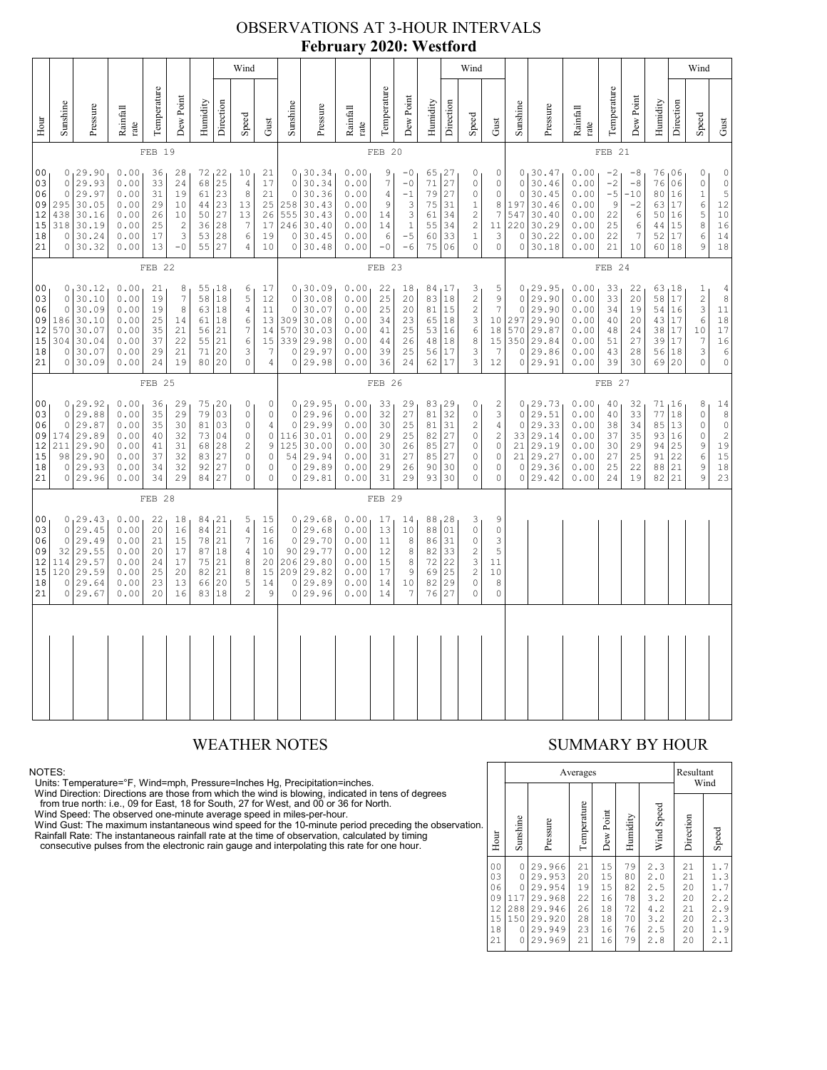# OBSERVATIONS AT 3-HOUR INTERVALS
## February 2020: Westford

### FEB 19

| Hour | Sunshine | Pressure | Rainfall rate | Temperature | Dew Point | Humidity | Wind Direction | Wind Speed | Wind Gust |
|---|---|---|---|---|---|---|---|---|---|
| 00 | 0 | 29.90 | 0.00 | 36 | 28 | 72 | 22 | 10 | 21 |
| 03 | 0 | 29.93 | 0.00 | 33 | 24 | 68 | 25 | 4 | 17 |
| 06 | 0 | 29.97 | 0.00 | 31 | 19 | 61 | 23 | 8 | 21 |
| 09 | 295 | 30.05 | 0.00 | 29 | 10 | 44 | 23 | 13 | 25 |
| 12 | 438 | 30.16 | 0.00 | 26 | 10 | 50 | 27 | 13 | 26 |
| 15 | 318 | 30.19 | 0.00 | 25 | 2 | 36 | 28 | 7 | 17 |
| 18 | 0 | 30.24 | 0.00 | 17 | 3 | 53 | 28 | 6 | 19 |
| 21 | 0 | 30.32 | 0.00 | 13 | -0 | 55 | 27 | 4 | 10 |

### FEB 20

| Hour | Sunshine | Pressure | Rainfall rate | Temperature | Dew Point | Humidity | Wind Direction | Wind Speed | Wind Gust |
|---|---|---|---|---|---|---|---|---|---|
| 00 | 0 | 30.34 | 0.00 | 9 | -0 | 65 | 27 | 0 | 0 |
| 03 | 0 | 30.34 | 0.00 | 7 | -0 | 71 | 27 | 0 | 0 |
| 06 | 0 | 30.36 | 0.00 | 4 | -1 | 79 | 27 | 0 | 0 |
| 09 | 0 | 30.40 | 0.00 | 9 | 3 | 75 | 31 | 1 | 8 |
| 12 | 258 | 30.43 | 0.00 | 14 | 3 | 61 | 34 | 2 | 7 |
| 15 | 555 | 30.43 | 0.00 | 14 | 1 | 55 | 34 | 2 | 11 |
| 18 | 246 | 30.40 | 0.00 | 6 | -5 | 60 | 33 | 1 | 3 |
| 21 | 0 | 30.45 | 0.00 | -0 | -6 | 75 | 06 | 0 | 0 |

### FEB 21

| Hour | Sunshine | Pressure | Rainfall rate | Temperature | Dew Point | Humidity | Wind Direction | Wind Speed | Wind Gust |
|---|---|---|---|---|---|---|---|---|---|
| 00 | 0 | 30.47 | 0.00 | -2 | -8 | 76 | 06 | 0 | 0 |
| 03 | 0 | 30.46 | 0.00 | -2 | -8 | 76 | 06 | 0 | 0 |
| 06 | 0 | 30.45 | 0.00 | -5 | -10 | 80 | 16 | 1 | 5 |
| 09 | 197 | 30.46 | 0.00 | 9 | -2 | 63 | 17 | 6 | 12 |
| 12 | 547 | 30.40 | 0.00 | 22 | 6 | 50 | 16 | 5 | 10 |
| 15 | 220 | 30.29 | 0.00 | 25 | 6 | 44 | 15 | 8 | 16 |
| 18 | 0 | 30.22 | 0.00 | 22 | 7 | 52 | 17 | 6 | 14 |
| 21 | 0 | 30.18 | 0.00 | 21 | 10 | 60 | 18 | 9 | 18 |

### FEB 22

| Hour | Sunshine | Pressure | Rainfall rate | Temperature | Dew Point | Humidity | Wind Direction | Wind Speed | Wind Gust |
|---|---|---|---|---|---|---|---|---|---|
| 00 | 0 | 30.12 | 0.00 | 21 | 8 | 55 | 18 | 6 | 17 |
| 03 | 0 | 30.10 | 0.00 | 19 | 7 | 58 | 18 | 5 | 12 |
| 06 | 0 | 30.09 | 0.00 | 19 | 8 | 63 | 18 | 4 | 11 |
| 09 | 186 | 30.10 | 0.00 | 25 | 14 | 61 | 18 | 6 | 13 |
| 12 | 570 | 30.07 | 0.00 | 35 | 21 | 56 | 21 | 7 | 14 |
| 15 | 304 | 30.04 | 0.00 | 37 | 22 | 55 | 21 | 6 | 15 |
| 18 | 0 | 30.07 | 0.00 | 29 | 21 | 71 | 20 | 3 | 7 |
| 21 | 0 | 30.09 | 0.00 | 24 | 19 | 80 | 20 | 0 | 4 |

### FEB 23

| Hour | Sunshine | Pressure | Rainfall rate | Temperature | Dew Point | Humidity | Wind Direction | Wind Speed | Wind Gust |
|---|---|---|---|---|---|---|---|---|---|
| 00 | 0 | 30.09 | 0.00 | 22 | 18 | 84 | 17 | 3 | 5 |
| 03 | 0 | 30.08 | 0.00 | 25 | 20 | 83 | 18 | 2 | 9 |
| 06 | 0 | 30.07 | 0.00 | 25 | 20 | 81 | 15 | 2 | 7 |
| 09 | 309 | 30.08 | 0.00 | 34 | 23 | 65 | 18 | 3 | 10 |
| 12 | 570 | 30.03 | 0.00 | 41 | 25 | 53 | 16 | 6 | 18 |
| 15 | 339 | 29.98 | 0.00 | 44 | 26 | 48 | 18 | 8 | 15 |
| 18 | 0 | 29.97 | 0.00 | 39 | 25 | 56 | 17 | 3 | 7 |
| 21 | 0 | 29.98 | 0.00 | 36 | 24 | 62 | 17 | 3 | 12 |

### FEB 24

| Hour | Sunshine | Pressure | Rainfall rate | Temperature | Dew Point | Humidity | Wind Direction | Wind Speed | Wind Gust |
|---|---|---|---|---|---|---|---|---|---|
| 00 | 0 | 29.95 | 0.00 | 33 | 22 | 63 | 18 | 1 | 4 |
| 03 | 0 | 29.90 | 0.00 | 33 | 20 | 58 | 17 | 2 | 8 |
| 06 | 0 | 29.90 | 0.00 | 34 | 19 | 54 | 16 | 3 | 11 |
| 09 | 297 | 29.90 | 0.00 | 40 | 20 | 43 | 17 | 6 | 18 |
| 12 | 570 | 29.87 | 0.00 | 48 | 24 | 38 | 17 | 10 | 17 |
| 15 | 350 | 29.84 | 0.00 | 51 | 27 | 39 | 17 | 7 | 16 |
| 18 | 0 | 29.86 | 0.00 | 43 | 28 | 56 | 18 | 3 | 6 |
| 21 | 0 | 29.91 | 0.00 | 39 | 30 | 69 | 20 | 0 | 0 |

### FEB 25

| Hour | Sunshine | Pressure | Rainfall rate | Temperature | Dew Point | Humidity | Wind Direction | Wind Speed | Wind Gust |
|---|---|---|---|---|---|---|---|---|---|
| 00 | 0 | 29.92 | 0.00 | 36 | 29 | 75 | 20 | 0 | 0 |
| 03 | 0 | 29.88 | 0.00 | 35 | 29 | 79 | 03 | 0 | 0 |
| 06 | 0 | 29.87 | 0.00 | 35 | 30 | 81 | 03 | 0 | 0 |
| 09 | 174 | 29.89 | 0.00 | 40 | 32 | 73 | 04 | 0 | 0 |
| 12 | 211 | 29.90 | 0.00 | 41 | 31 | 68 | 28 | 2 | 9 |
| 15 | 98 | 29.90 | 0.00 | 37 | 32 | 83 | 27 | 0 | 0 |
| 18 | 0 | 29.93 | 0.00 | 34 | 32 | 92 | 27 | 0 | 0 |
| 21 | 0 | 29.96 | 0.00 | 34 | 29 | 84 | 27 | 0 | 0 |

### FEB 26

| Hour | Sunshine | Pressure | Rainfall rate | Temperature | Dew Point | Humidity | Wind Direction | Wind Speed | Wind Gust |
|---|---|---|---|---|---|---|---|---|---|
| 00 | 0 | 29.95 | 0.00 | 33 | 29 | 83 | 29 | 0 | 2 |
| 03 | 0 | 29.96 | 0.00 | 32 | 27 | 81 | 32 | 0 | 3 |
| 06 | 0 | 29.99 | 0.00 | 30 | 25 | 81 | 31 | 2 | 4 |
| 09 | 116 | 30.01 | 0.00 | 29 | 25 | 82 | 27 | 0 | 2 |
| 12 | 125 | 30.00 | 0.00 | 30 | 26 | 85 | 27 | 0 | 0 |
| 15 | 54 | 29.94 | 0.00 | 31 | 27 | 85 | 27 | 0 | 0 |
| 18 | 0 | 29.89 | 0.00 | 29 | 26 | 90 | 30 | 0 | 0 |
| 21 | 0 | 29.81 | 0.00 | 31 | 29 | 93 | 30 | 0 | 0 |

### FEB 27

| Hour | Sunshine | Pressure | Rainfall rate | Temperature | Dew Point | Humidity | Wind Direction | Wind Speed | Wind Gust |
|---|---|---|---|---|---|---|---|---|---|
| 00 | 0 | 29.73 | 0.00 | 40 | 32 | 71 | 16 | 8 | 14 |
| 03 | 0 | 29.51 | 0.00 | 40 | 33 | 77 | 18 | 0 | 8 |
| 06 | 0 | 29.33 | 0.00 | 38 | 34 | 85 | 13 | 0 | 0 |
| 09 | 33 | 29.14 | 0.00 | 37 | 35 | 93 | 16 | 0 | 2 |
| 12 | 21 | 29.19 | 0.00 | 30 | 29 | 94 | 25 | 9 | 19 |
| 15 | 21 | 29.27 | 0.00 | 27 | 25 | 91 | 22 | 6 | 15 |
| 18 | 0 | 29.36 | 0.00 | 25 | 22 | 88 | 21 | 9 | 18 |
| 21 | 0 | 29.42 | 0.00 | 24 | 19 | 82 | 21 | 9 | 23 |

### FEB 28

| Hour | Sunshine | Pressure | Rainfall rate | Temperature | Dew Point | Humidity | Wind Direction | Wind Speed | Wind Gust |
|---|---|---|---|---|---|---|---|---|---|
| 00 | 0 | 29.43 | 0.00 | 22 | 18 | 84 | 21 | 5 | 15 |
| 03 | 0 | 29.45 | 0.00 | 20 | 16 | 84 | 21 | 4 | 16 |
| 06 | 0 | 29.49 | 0.00 | 21 | 15 | 78 | 21 | 7 | 16 |
| 09 | 32 | 29.55 | 0.00 | 20 | 17 | 87 | 18 | 4 | 10 |
| 12 | 114 | 29.57 | 0.00 | 24 | 17 | 75 | 21 | 8 | 20 |
| 15 | 120 | 29.59 | 0.00 | 25 | 20 | 82 | 21 | 8 | 15 |
| 18 | 0 | 29.64 | 0.00 | 23 | 13 | 66 | 20 | 5 | 14 |
| 21 | 0 | 29.67 | 0.00 | 20 | 16 | 83 | 18 | 2 | 9 |

### FEB 29

| Hour | Sunshine | Pressure | Rainfall rate | Temperature | Dew Point | Humidity | Wind Direction | Wind Speed | Wind Gust |
|---|---|---|---|---|---|---|---|---|---|
| 00 | 0 | 29.68 | 0.00 | 17 | 14 | 88 | 28 | 3 | 9 |
| 03 | 0 | 29.68 | 0.00 | 13 | 10 | 88 | 01 | 0 | 0 |
| 06 | 0 | 29.70 | 0.00 | 11 | 8 | 86 | 31 | 0 | 3 |
| 09 | 90 | 29.77 | 0.00 | 12 | 8 | 82 | 33 | 2 | 5 |
| 12 | 206 | 29.80 | 0.00 | 15 | 8 | 72 | 22 | 3 | 11 |
| 15 | 209 | 29.82 | 0.00 | 17 | 9 | 69 | 25 | 2 | 10 |
| 18 | 0 | 29.89 | 0.00 | 14 | 10 | 82 | 29 | 0 | 8 |
| 21 | 0 | 29.96 | 0.00 | 14 | 7 | 76 | 27 | 0 | 0 |

## WEATHER NOTES

NOTES:
Units: Temperature=°F, Wind=mph, Pressure=Inches Hg, Precipitation=inches.
Wind Direction: Directions are those from which the wind is blowing, indicated in tens of degrees from true north: i.e., 09 for East, 18 for South, 27 for West, and 00 or 36 for North.
Wind Speed: The observed one-minute average speed in miles-per-hour.
Wind Gust: The maximum instantaneous wind speed for the 10-minute period preceding the observation.
Rainfall Rate: The instantaneous rainfall rate at the time of observation, calculated by timing consecutive pulses from the electronic rain gauge and interpolating this rate for one hour.

## SUMMARY BY HOUR

| Hour | Averages | | | | | | Resultant Wind | |
|---|---|---|---|---|---|---|---|---|
| | Sunshine | Pressure | Temperature | Dew Point | Humidity | Wind Speed | Direction | Speed |
| 00 | 0 | 29.966 | 21 | 15 | 79 | 2.3 | 21 | 1.7 |
| 03 | 0 | 29.953 | 20 | 15 | 80 | 2.0 | 21 | 1.3 |
| 06 | 0 | 29.954 | 19 | 15 | 82 | 2.5 | 20 | 1.7 |
| 09 | 117 | 29.968 | 22 | 16 | 78 | 3.2 | 20 | 2.2 |
| 12 | 288 | 29.946 | 26 | 18 | 72 | 4.2 | 21 | 2.9 |
| 15 | 150 | 29.920 | 28 | 18 | 70 | 3.2 | 20 | 2.3 |
| 18 | 0 | 29.949 | 23 | 16 | 76 | 2.5 | 20 | 1.9 |
| 21 | 0 | 29.969 | 21 | 16 | 79 | 2.8 | 20 | 2.1 |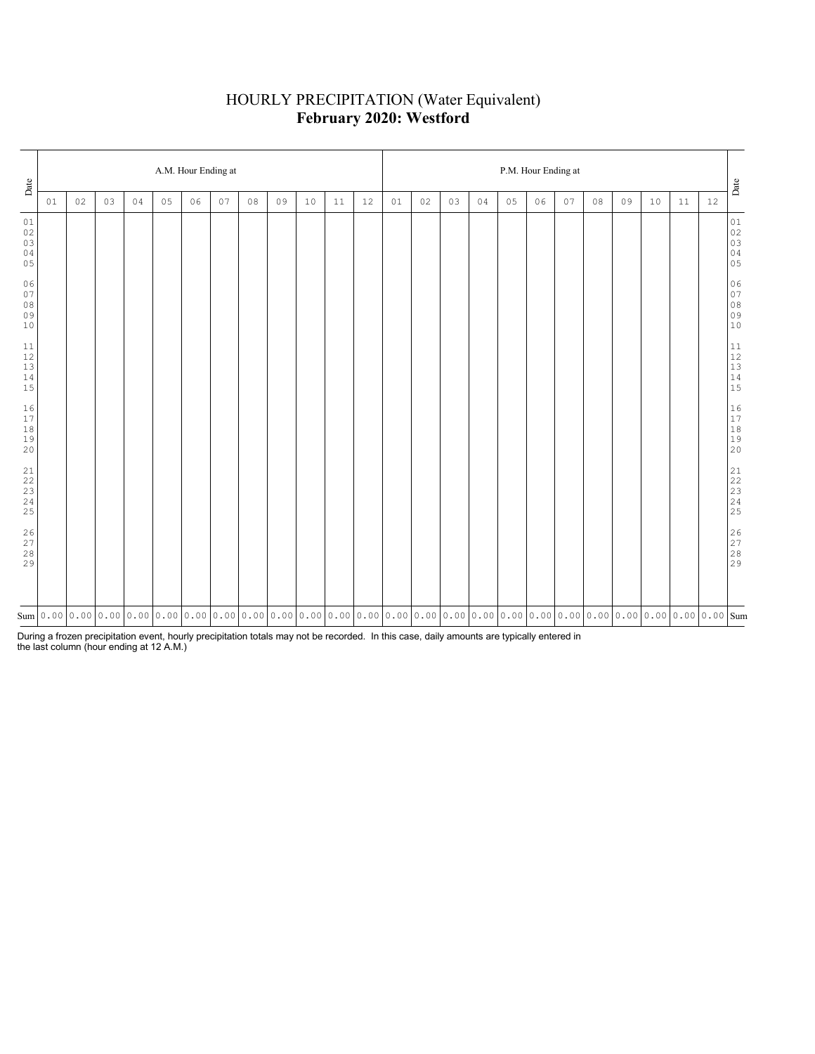# HOURLY PRECIPITATION (Water Equivalent)
## **February 2020: Westford**

| Date | A.M. Hour Ending at | | | | | | | | | | | | P.M. Hour Ending at | | | | | | | | | | | | Date |
|---|---|---|---|---|---|---|---|---|---|---|---|---|---|---|---|---|---|---|---|---|---|---|---|---|---|
| | 01 | 02 | 03 | 04 | 05 | 06 | 07 | 08 | 09 | 10 | 11 | 12 | 01 | 02 | 03 | 04 | 05 | 06 | 07 | 08 | 09 | 10 | 11 | 12 | |
| 01 | | | | | | | | | | | | | | | | | | | | | | | | | 01 |
| 02 | | | | | | | | | | | | | | | | | | | | | | | | | 02 |
| 03 | | | | | | | | | | | | | | | | | | | | | | | | | 03 |
| 04 | | | | | | | | | | | | | | | | | | | | | | | | | 04 |
| 05 | | | | | | | | | | | | | | | | | | | | | | | | | 05 |
| 06 | | | | | | | | | | | | | | | | | | | | | | | | | 06 |
| 07 | | | | | | | | | | | | | | | | | | | | | | | | | 07 |
| 08 | | | | | | | | | | | | | | | | | | | | | | | | | 08 |
| 09 | | | | | | | | | | | | | | | | | | | | | | | | | 09 |
| 10 | | | | | | | | | | | | | | | | | | | | | | | | | 10 |
| 11 | | | | | | | | | | | | | | | | | | | | | | | | | 11 |
| 12 | | | | | | | | | | | | | | | | | | | | | | | | | 12 |
| 13 | | | | | | | | | | | | | | | | | | | | | | | | | 13 |
| 14 | | | | | | | | | | | | | | | | | | | | | | | | | 14 |
| 15 | | | | | | | | | | | | | | | | | | | | | | | | | 15 |
| 16 | | | | | | | | | | | | | | | | | | | | | | | | | 16 |
| 17 | | | | | | | | | | | | | | | | | | | | | | | | | 17 |
| 18 | | | | | | | | | | | | | | | | | | | | | | | | | 18 |
| 19 | | | | | | | | | | | | | | | | | | | | | | | | | 19 |
| 20 | | | | | | | | | | | | | | | | | | | | | | | | | 20 |
| 21 | | | | | | | | | | | | | | | | | | | | | | | | | 21 |
| 22 | | | | | | | | | | | | | | | | | | | | | | | | | 22 |
| 23 | | | | | | | | | | | | | | | | | | | | | | | | | 23 |
| 24 | | | | | | | | | | | | | | | | | | | | | | | | | 24 |
| 25 | | | | | | | | | | | | | | | | | | | | | | | | | 25 |
| 26 | | | | | | | | | | | | | | | | | | | | | | | | | 26 |
| 27 | | | | | | | | | | | | | | | | | | | | | | | | | 27 |
| 28 | | | | | | | | | | | | | | | | | | | | | | | | | 28 |
| 29 | | | | | | | | | | | | | | | | | | | | | | | | | 29 |
| Sum | 0.00 | 0.00 | 0.00 | 0.00 | 0.00 | 0.00 | 0.00 | 0.00 | 0.00 | 0.00 | 0.00 | 0.00 | 0.00 | 0.00 | 0.00 | 0.00 | 0.00 | 0.00 | 0.00 | 0.00 | 0.00 | 0.00 | 0.00 | 0.00 | Sum |

During a frozen precipitation event, hourly precipitation totals may not be recorded. In this case, daily amounts are typically entered in the last column (hour ending at 12 A.M.)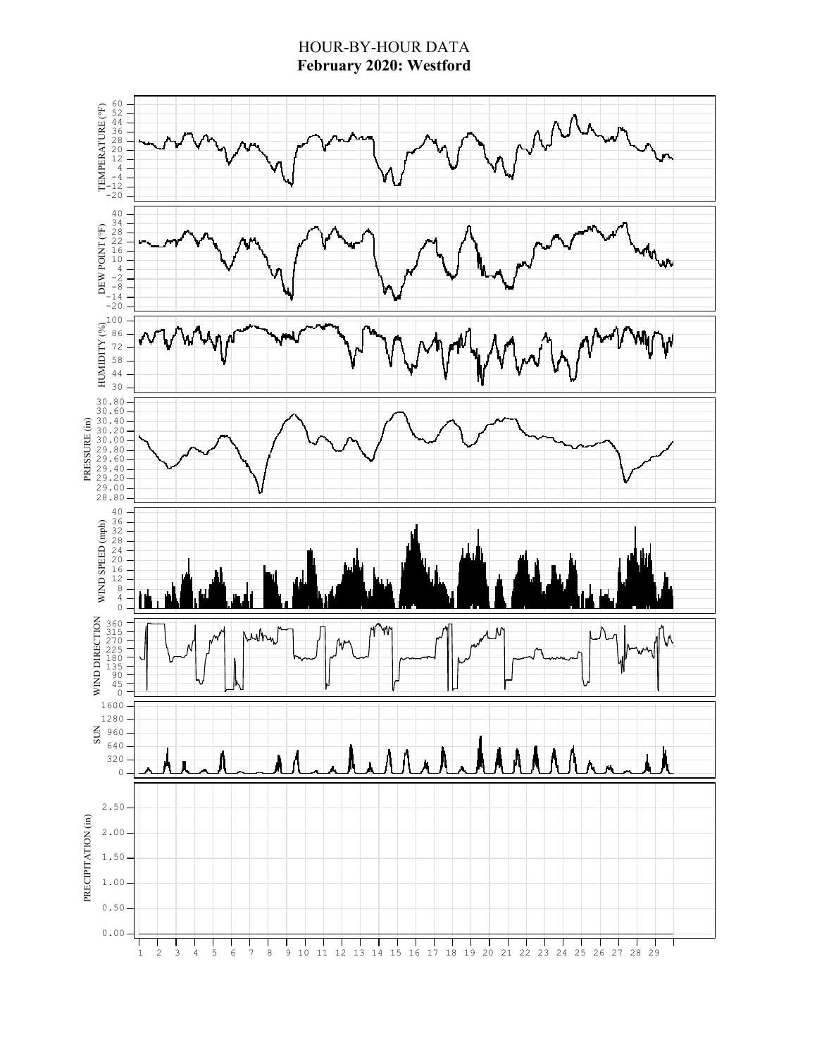# HOUR-BY-HOUR DATA

**February 2020: Westford**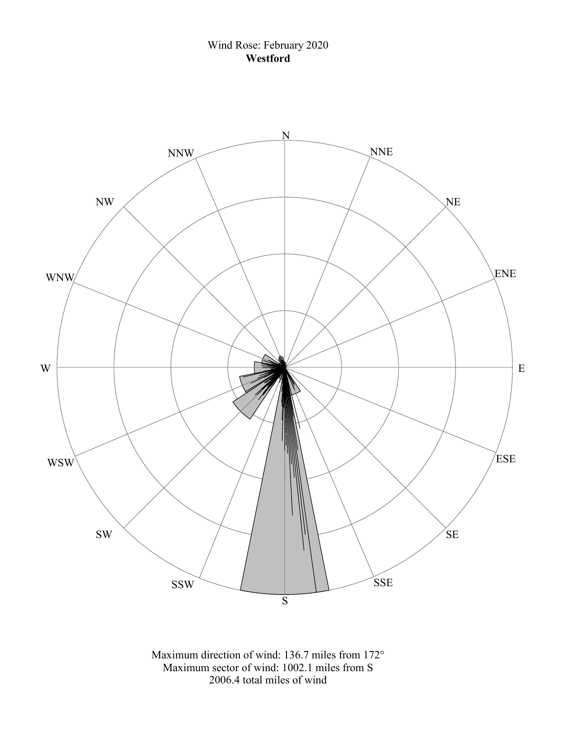Wind Rose: February 2020

**Westford**

N

NNE

NE

ENE

E

ESE

SE

SSE

S

SSW

SW

WSW

W

WNW

NW

NNW

Maximum direction of wind: 136.7 miles from 172°

Maximum sector of wind: 1002.1 miles from S

2006.4 total miles of wind